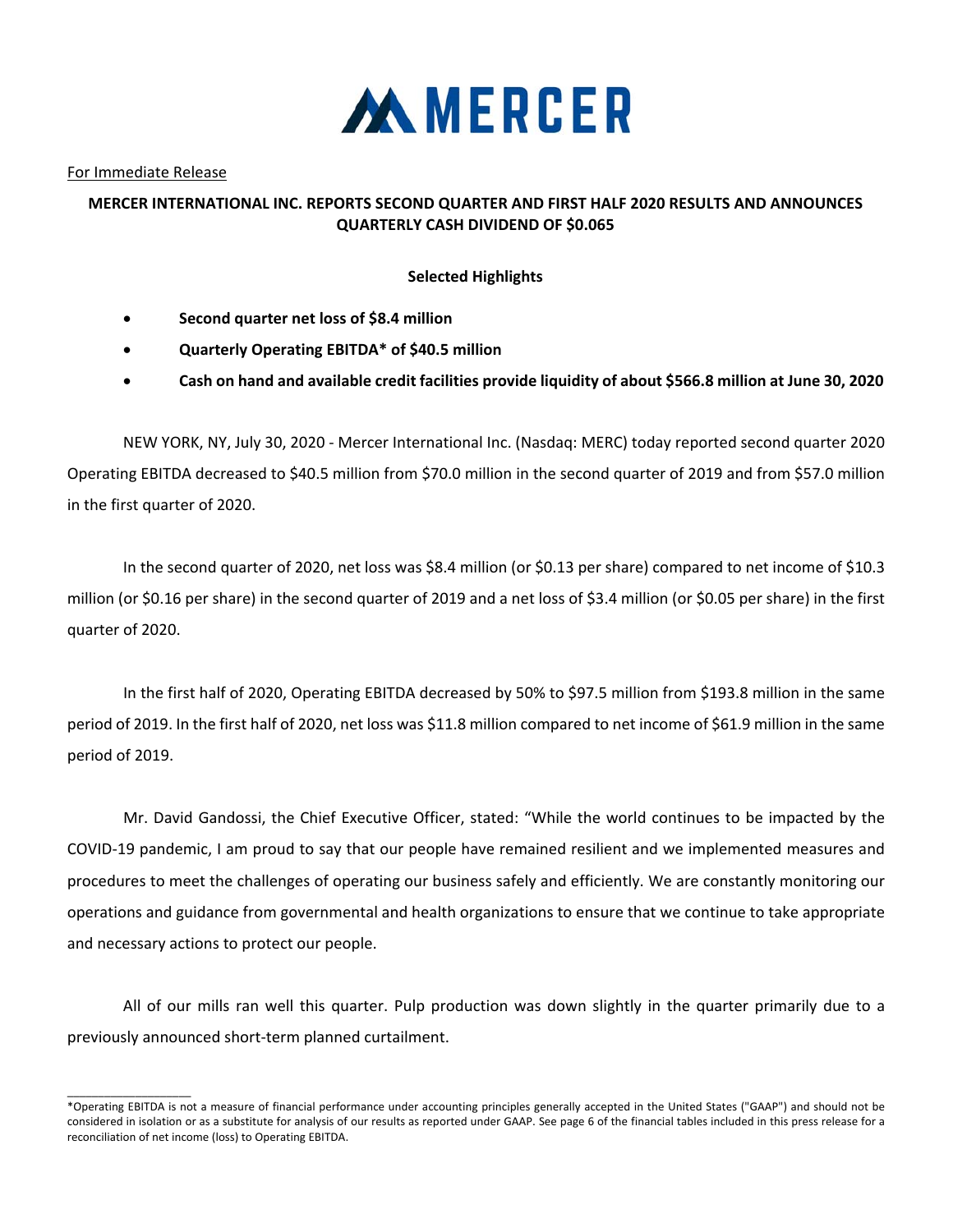# MERCER

For Immediate Release

**MERCER INTERNATIONAL INC. REPORTS SECOND QUARTER AND FIRST HALF 2020 RESULTS AND ANNOUNCES QUARTERLY CASH DIVIDEND OF $0.065**

**Selected Highlights**

- **Second quarter net loss of $8.4 million**
- **Quarterly Operating EBITDA* of $40.5 million**
- **Cash on hand and available credit facilities provide liquidity of about $566.8 million at June 30, 2020**

NEW YORK, NY, July 30, 2020 - Mercer International Inc. (Nasdaq: MERC) today reported second quarter 2020 Operating EBITDA decreased to $40.5 million from $70.0 million in the second quarter of 2019 and from $57.0 million in the first quarter of 2020.

In the second quarter of 2020, net loss was $8.4 million (or $0.13 per share) compared to net income of $10.3 million (or $0.16 per share) in the second quarter of 2019 and a net loss of $3.4 million (or $0.05 per share) in the first quarter of 2020.

In the first half of 2020, Operating EBITDA decreased by 50% to $97.5 million from $193.8 million in the same period of 2019. In the first half of 2020, net loss was $11.8 million compared to net income of $61.9 million in the same period of 2019.

Mr. David Gandossi, the Chief Executive Officer, stated: "While the world continues to be impacted by the COVID-19 pandemic, I am proud to say that our people have remained resilient and we implemented measures and procedures to meet the challenges of operating our business safely and efficiently. We are constantly monitoring our operations and guidance from governmental and health organizations to ensure that we continue to take appropriate and necessary actions to protect our people.

All of our mills ran well this quarter. Pulp production was down slightly in the quarter primarily due to a previously announced short-term planned curtailment.

---

*Operating EBITDA is not a measure of financial performance under accounting principles generally accepted in the United States ("GAAP") and should not be considered in isolation or as a substitute for analysis of our results as reported under GAAP. See page 6 of the financial tables included in this press release for a reconciliation of net income (loss) to Operating EBITDA.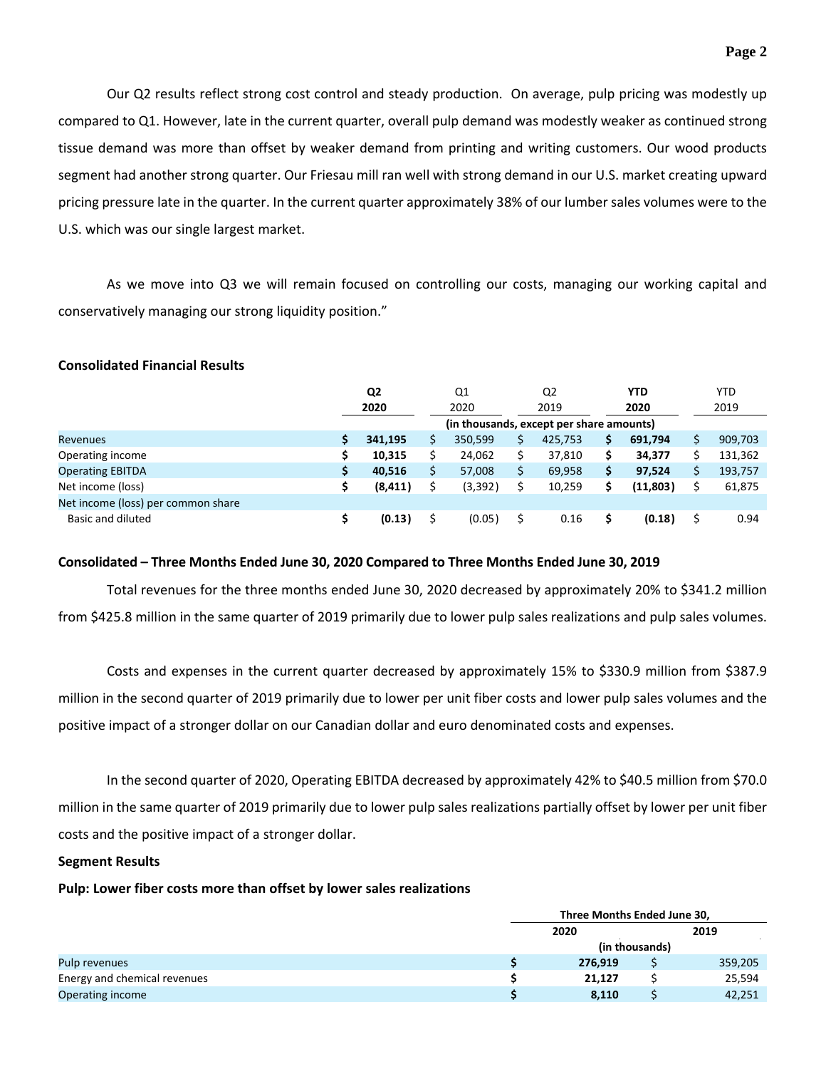Our Q2 results reflect strong cost control and steady production. On average, pulp pricing was modestly up compared to Q1. However, late in the current quarter, overall pulp demand was modestly weaker as continued strong tissue demand was more than offset by weaker demand from printing and writing customers. Our wood products segment had another strong quarter. Our Friesau mill ran well with strong demand in our U.S. market creating upward pricing pressure late in the quarter. In the current quarter approximately 38% of our lumber sales volumes were to the U.S. which was our single largest market.

As we move into Q3 we will remain focused on controlling our costs, managing our working capital and conservatively managing our strong liquidity position."

**Consolidated Financial Results**

| | **Q2 2020** | Q1 2020 | Q2 2019 | **YTD 2020** | YTD 2019 |
|---|---|---|---|---|---|
| | (in thousands, except per share amounts) | | | | |
| Revenues | **$ 341,195** | $ 350,599 | $ 425,753 | **$ 691,794** | $ 909,703 |
| Operating income | **$ 10,315** | $ 24,062 | $ 37,810 | **$ 34,377** | $ 131,362 |
| Operating EBITDA | **$ 40,516** | $ 57,008 | $ 69,958 | **$ 97,524** | $ 193,757 |
| Net income (loss) | **$ (8,411)** | $ (3,392) | $ 10,259 | **$ (11,803)** | $ 61,875 |
| Net income (loss) per common share | | | | | |
| Basic and diluted | **$ (0.13)** | $ (0.05) | $ 0.16 | **$ (0.18)** | $ 0.94 |

**Consolidated – Three Months Ended June 30, 2020 Compared to Three Months Ended June 30, 2019**

Total revenues for the three months ended June 30, 2020 decreased by approximately 20% to $341.2 million from $425.8 million in the same quarter of 2019 primarily due to lower pulp sales realizations and pulp sales volumes.

Costs and expenses in the current quarter decreased by approximately 15% to $330.9 million from $387.9 million in the second quarter of 2019 primarily due to lower per unit fiber costs and lower pulp sales volumes and the positive impact of a stronger dollar on our Canadian dollar and euro denominated costs and expenses.

In the second quarter of 2020, Operating EBITDA decreased by approximately 42% to $40.5 million from $70.0 million in the same quarter of 2019 primarily due to lower pulp sales realizations partially offset by lower per unit fiber costs and the positive impact of a stronger dollar.

**Segment Results**

**Pulp: Lower fiber costs more than offset by lower sales realizations**

| | **Three Months Ended June 30,** | |
|---|---|---|
| | **2020** | **2019** |
| | **(in thousands)** | |
| Pulp revenues | **$ 276,919** | $ 359,205 |
| Energy and chemical revenues | **$ 21,127** | $ 25,594 |
| Operating income | **$ 8,110** | $ 42,251 |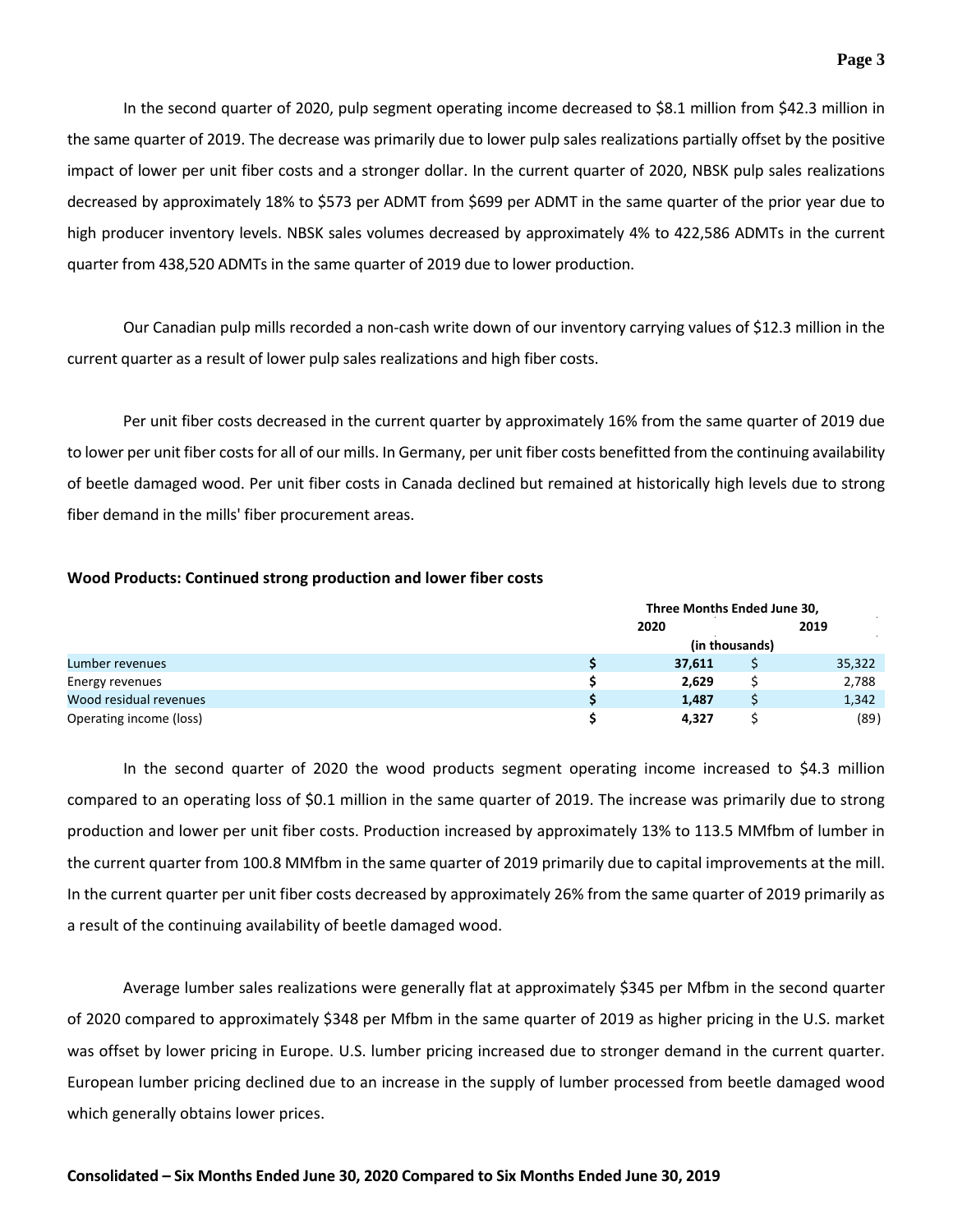In the second quarter of 2020, pulp segment operating income decreased to $8.1 million from $42.3 million in the same quarter of 2019. The decrease was primarily due to lower pulp sales realizations partially offset by the positive impact of lower per unit fiber costs and a stronger dollar. In the current quarter of 2020, NBSK pulp sales realizations decreased by approximately 18% to $573 per ADMT from $699 per ADMT in the same quarter of the prior year due to high producer inventory levels. NBSK sales volumes decreased by approximately 4% to 422,586 ADMTs in the current quarter from 438,520 ADMTs in the same quarter of 2019 due to lower production.

Our Canadian pulp mills recorded a non-cash write down of our inventory carrying values of $12.3 million in the current quarter as a result of lower pulp sales realizations and high fiber costs.

Per unit fiber costs decreased in the current quarter by approximately 16% from the same quarter of 2019 due to lower per unit fiber costs for all of our mills. In Germany, per unit fiber costs benefitted from the continuing availability of beetle damaged wood. Per unit fiber costs in Canada declined but remained at historically high levels due to strong fiber demand in the mills' fiber procurement areas.

**Wood Products: Continued strong production and lower fiber costs**

| | Three Months Ended June 30, | |
|---|---|---|
| | 2020 | 2019 |
| | (in thousands) | |
| Lumber revenues | $ 37,611 | $ 35,322 |
| Energy revenues | $ 2,629 | $ 2,788 |
| Wood residual revenues | $ 1,487 | $ 1,342 |
| Operating income (loss) | $ 4,327 | $ (89) |

In the second quarter of 2020 the wood products segment operating income increased to $4.3 million compared to an operating loss of $0.1 million in the same quarter of 2019. The increase was primarily due to strong production and lower per unit fiber costs. Production increased by approximately 13% to 113.5 MMfbm of lumber in the current quarter from 100.8 MMfbm in the same quarter of 2019 primarily due to capital improvements at the mill. In the current quarter per unit fiber costs decreased by approximately 26% from the same quarter of 2019 primarily as a result of the continuing availability of beetle damaged wood.

Average lumber sales realizations were generally flat at approximately $345 per Mfbm in the second quarter of 2020 compared to approximately $348 per Mfbm in the same quarter of 2019 as higher pricing in the U.S. market was offset by lower pricing in Europe. U.S. lumber pricing increased due to stronger demand in the current quarter. European lumber pricing declined due to an increase in the supply of lumber processed from beetle damaged wood which generally obtains lower prices.

**Consolidated – Six Months Ended June 30, 2020 Compared to Six Months Ended June 30, 2019**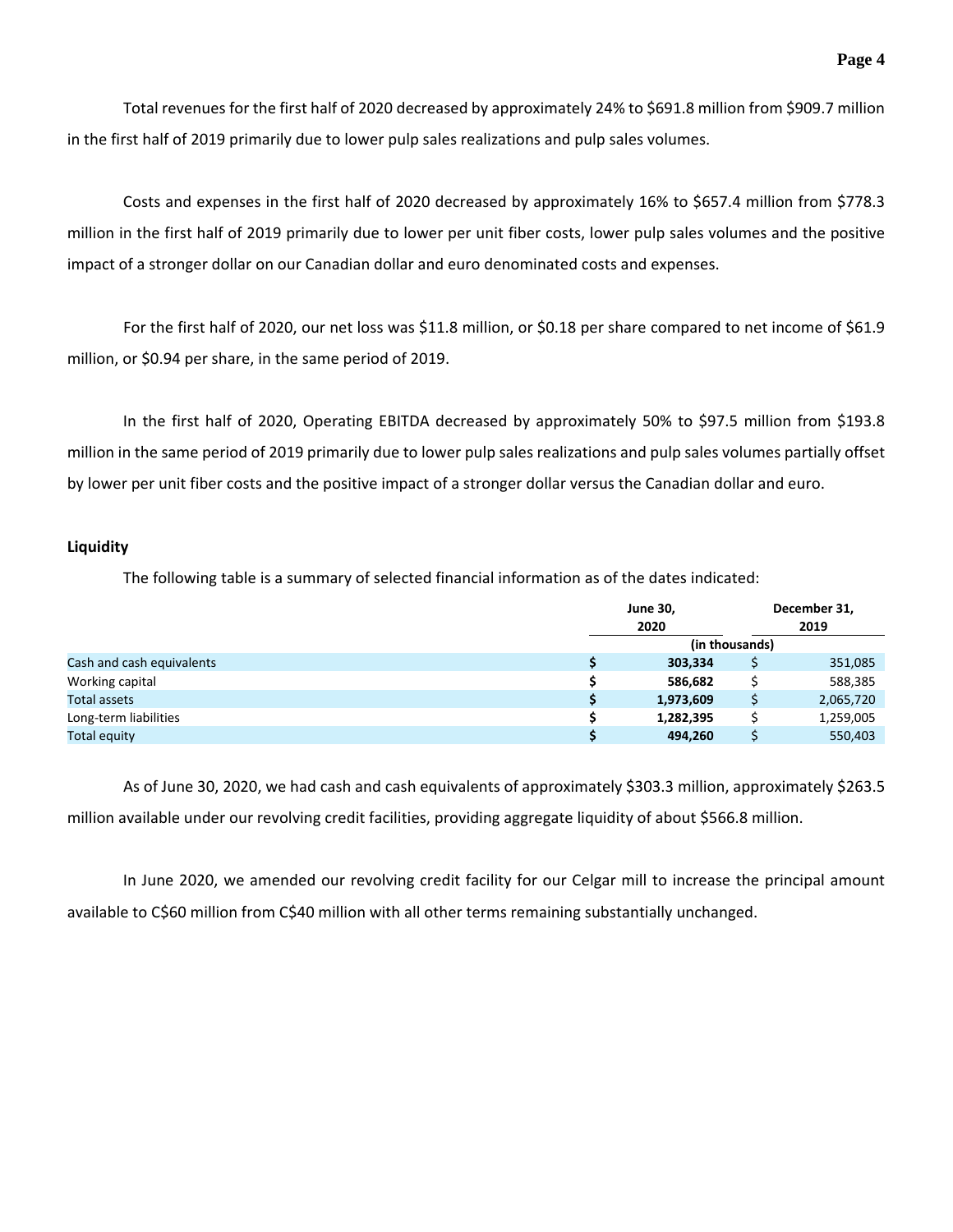Total revenues for the first half of 2020 decreased by approximately 24% to $691.8 million from $909.7 million in the first half of 2019 primarily due to lower pulp sales realizations and pulp sales volumes.

Costs and expenses in the first half of 2020 decreased by approximately 16% to $657.4 million from $778.3 million in the first half of 2019 primarily due to lower per unit fiber costs, lower pulp sales volumes and the positive impact of a stronger dollar on our Canadian dollar and euro denominated costs and expenses.

For the first half of 2020, our net loss was $11.8 million, or $0.18 per share compared to net income of $61.9 million, or $0.94 per share, in the same period of 2019.

In the first half of 2020, Operating EBITDA decreased by approximately 50% to $97.5 million from $193.8 million in the same period of 2019 primarily due to lower pulp sales realizations and pulp sales volumes partially offset by lower per unit fiber costs and the positive impact of a stronger dollar versus the Canadian dollar and euro.

**Liquidity**

The following table is a summary of selected financial information as of the dates indicated:

| | June 30, 2020 | December 31, 2019 |
|---|---|---|
| | (in thousands) | |
| Cash and cash equivalents | **$ 303,334** | $ 351,085 |
| Working capital | **$ 586,682** | $ 588,385 |
| Total assets | **$ 1,973,609** | $ 2,065,720 |
| Long-term liabilities | **$ 1,282,395** | $ 1,259,005 |
| Total equity | **$ 494,260** | $ 550,403 |

As of June 30, 2020, we had cash and cash equivalents of approximately $303.3 million, approximately $263.5 million available under our revolving credit facilities, providing aggregate liquidity of about $566.8 million.

In June 2020, we amended our revolving credit facility for our Celgar mill to increase the principal amount available to C$60 million from C$40 million with all other terms remaining substantially unchanged.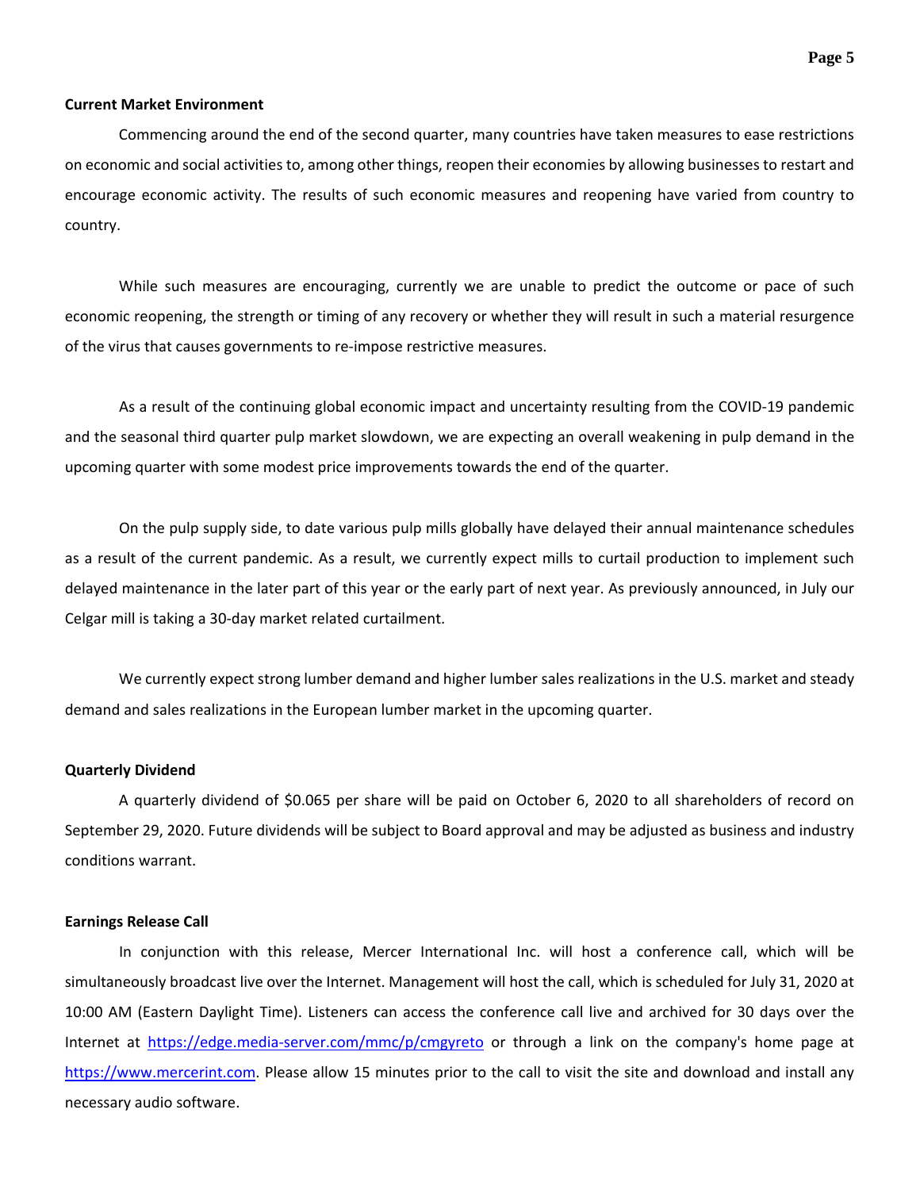**Current Market Environment**

Commencing around the end of the second quarter, many countries have taken measures to ease restrictions on economic and social activities to, among other things, reopen their economies by allowing businesses to restart and encourage economic activity. The results of such economic measures and reopening have varied from country to country.

While such measures are encouraging, currently we are unable to predict the outcome or pace of such economic reopening, the strength or timing of any recovery or whether they will result in such a material resurgence of the virus that causes governments to re-impose restrictive measures.

As a result of the continuing global economic impact and uncertainty resulting from the COVID-19 pandemic and the seasonal third quarter pulp market slowdown, we are expecting an overall weakening in pulp demand in the upcoming quarter with some modest price improvements towards the end of the quarter.

On the pulp supply side, to date various pulp mills globally have delayed their annual maintenance schedules as a result of the current pandemic. As a result, we currently expect mills to curtail production to implement such delayed maintenance in the later part of this year or the early part of next year. As previously announced, in July our Celgar mill is taking a 30-day market related curtailment.

We currently expect strong lumber demand and higher lumber sales realizations in the U.S. market and steady demand and sales realizations in the European lumber market in the upcoming quarter.

**Quarterly Dividend**

A quarterly dividend of $0.065 per share will be paid on October 6, 2020 to all shareholders of record on September 29, 2020. Future dividends will be subject to Board approval and may be adjusted as business and industry conditions warrant.

**Earnings Release Call**

In conjunction with this release, Mercer International Inc. will host a conference call, which will be simultaneously broadcast live over the Internet. Management will host the call, which is scheduled for July 31, 2020 at 10:00 AM (Eastern Daylight Time). Listeners can access the conference call live and archived for 30 days over the Internet at [https://edge.media-server.com/mmc/p/cmgyreto](https://edge.media-server.com/mmc/p/cmgyreto) or through a link on the company's home page at [https://www.mercerint.com](https://www.mercerint.com). Please allow 15 minutes prior to the call to visit the site and download and install any necessary audio software.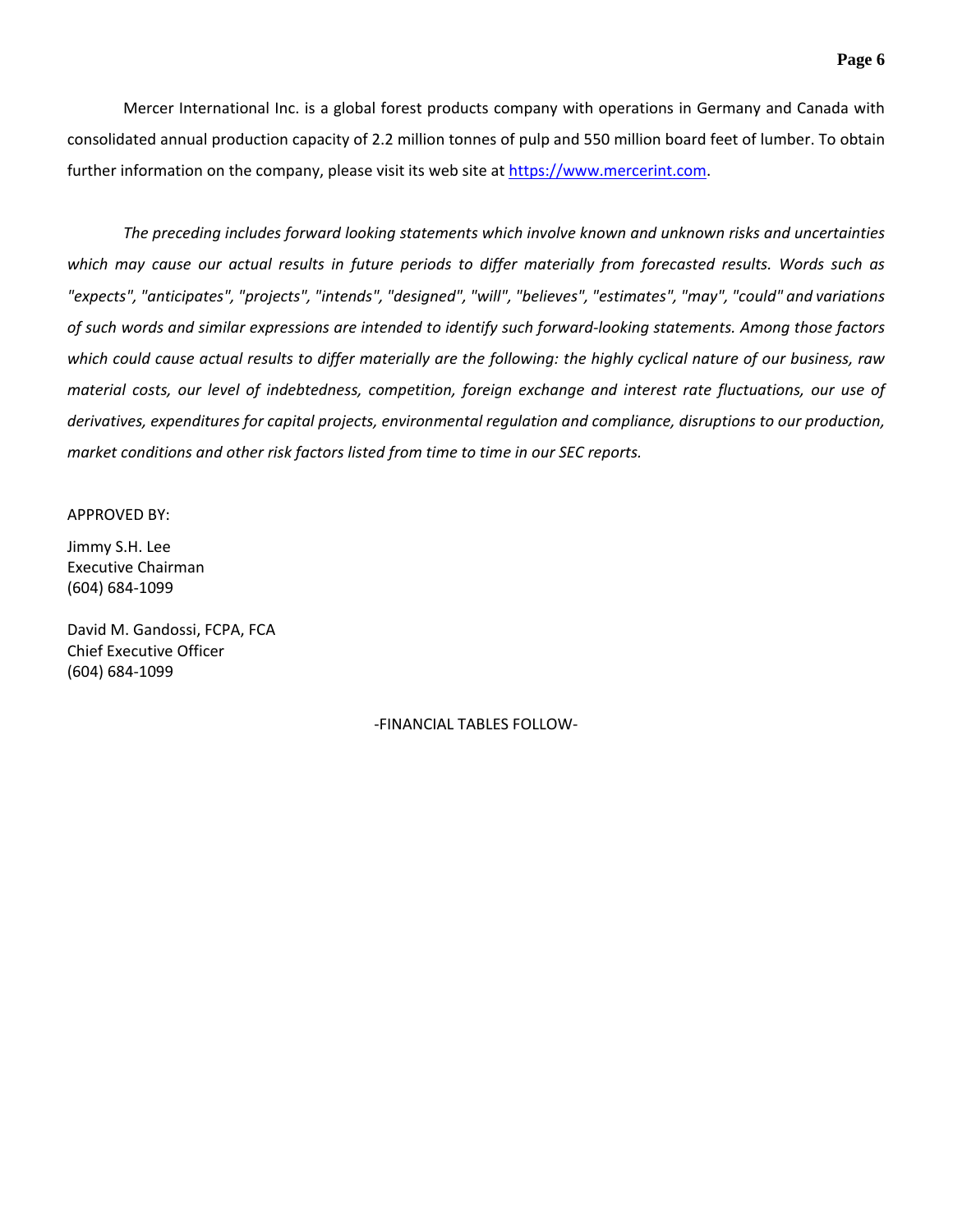Mercer International Inc. is a global forest products company with operations in Germany and Canada with consolidated annual production capacity of 2.2 million tonnes of pulp and 550 million board feet of lumber. To obtain further information on the company, please visit its web site at [https://www.mercerint.com](https://www.mercerint.com).

*The preceding includes forward looking statements which involve known and unknown risks and uncertainties which may cause our actual results in future periods to differ materially from forecasted results. Words such as "expects", "anticipates", "projects", "intends", "designed", "will", "believes", "estimates", "may", "could" and variations of such words and similar expressions are intended to identify such forward-looking statements. Among those factors which could cause actual results to differ materially are the following: the highly cyclical nature of our business, raw material costs, our level of indebtedness, competition, foreign exchange and interest rate fluctuations, our use of derivatives, expenditures for capital projects, environmental regulation and compliance, disruptions to our production, market conditions and other risk factors listed from time to time in our SEC reports.*

APPROVED BY:

Jimmy S.H. Lee
Executive Chairman
(604) 684-1099

David M. Gandossi, FCPA, FCA
Chief Executive Officer
(604) 684-1099

-FINANCIAL TABLES FOLLOW-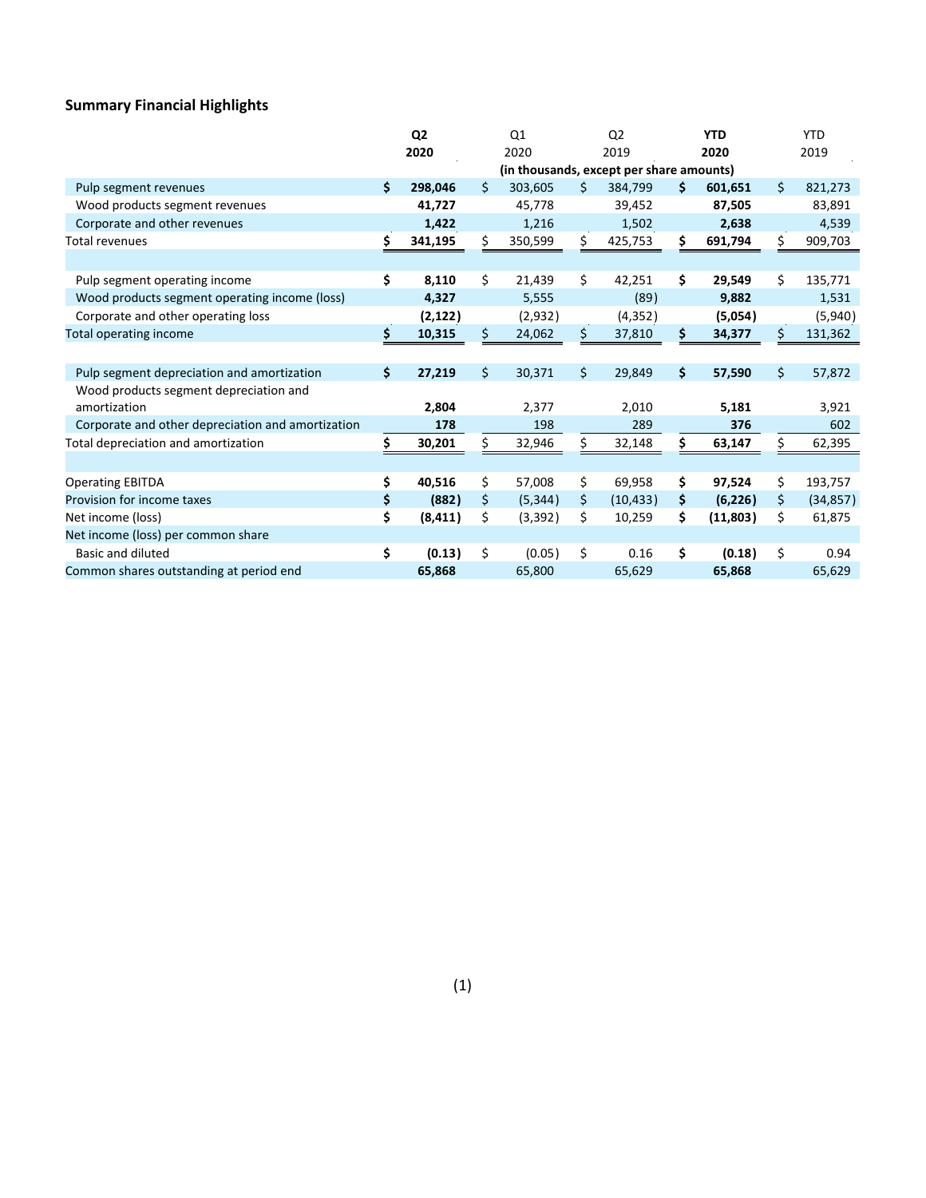## Summary Financial Highlights

| | Q2 2020 | Q1 2020 | Q2 2019 | YTD 2020 | YTD 2019 |
|---|---|---|---|---|---|
| | (in thousands, except per share amounts) | | | | |
| Pulp segment revenues | $ 298,046 | $ 303,605 | $ 384,799 | $ 601,651 | $ 821,273 |
| Wood products segment revenues | 41,727 | 45,778 | 39,452 | 87,505 | 83,891 |
| Corporate and other revenues | 1,422 | 1,216 | 1,502 | 2,638 | 4,539 |
| Total revenues | $ 341,195 | $ 350,599 | $ 425,753 | $ 691,794 | $ 909,703 |
| | | | | | |
| Pulp segment operating income | $ 8,110 | $ 21,439 | $ 42,251 | $ 29,549 | $ 135,771 |
| Wood products segment operating income (loss) | 4,327 | 5,555 | (89) | 9,882 | 1,531 |
| Corporate and other operating loss | (2,122) | (2,932) | (4,352) | (5,054) | (5,940) |
| Total operating income | $ 10,315 | $ 24,062 | $ 37,810 | $ 34,377 | $ 131,362 |
| | | | | | |
| Pulp segment depreciation and amortization | $ 27,219 | $ 30,371 | $ 29,849 | $ 57,590 | $ 57,872 |
| Wood products segment depreciation and amortization | 2,804 | 2,377 | 2,010 | 5,181 | 3,921 |
| Corporate and other depreciation and amortization | 178 | 198 | 289 | 376 | 602 |
| Total depreciation and amortization | $ 30,201 | $ 32,946 | $ 32,148 | $ 63,147 | $ 62,395 |
| | | | | | |
| Operating EBITDA | $ 40,516 | $ 57,008 | $ 69,958 | $ 97,524 | $ 193,757 |
| Provision for income taxes | $ (882) | $ (5,344) | $ (10,433) | $ (6,226) | $ (34,857) |
| Net income (loss) | $ (8,411) | $ (3,392) | $ 10,259 | $ (11,803) | $ 61,875 |
| Net income (loss) per common share | | | | | |
| Basic and diluted | $ (0.13) | $ (0.05) | $ 0.16 | $ (0.18) | $ 0.94 |
| Common shares outstanding at period end | 65,868 | 65,800 | 65,629 | 65,868 | 65,629 |

(1)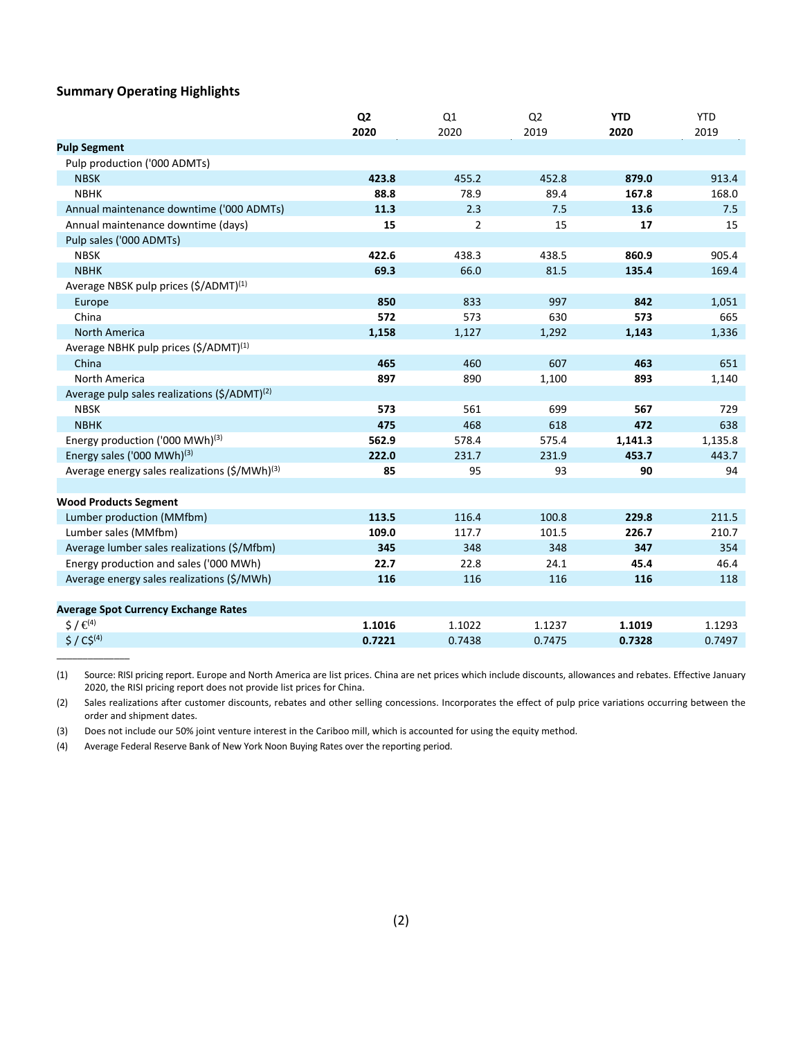## Summary Operating Highlights

| | **Q2 2020** | Q1 2020 | Q2 2019 | **YTD 2020** | YTD 2019 |
|---|---|---|---|---|---|
| **Pulp Segment** | | | | | |
| Pulp production ('000 ADMTs) | | | | | |
| NBSK | **423.8** | 455.2 | 452.8 | **879.0** | 913.4 |
| NBHK | **88.8** | 78.9 | 89.4 | **167.8** | 168.0 |
| Annual maintenance downtime ('000 ADMTs) | **11.3** | 2.3 | 7.5 | **13.6** | 7.5 |
| Annual maintenance downtime (days) | **15** | 2 | 15 | **17** | 15 |
| Pulp sales ('000 ADMTs) | | | | | |
| NBSK | **422.6** | 438.3 | 438.5 | **860.9** | 905.4 |
| NBHK | **69.3** | 66.0 | 81.5 | **135.4** | 169.4 |
| Average NBSK pulp prices ($/ADMT)[1] | | | | | |
| Europe | **850** | 833 | 997 | **842** | 1,051 |
| China | **572** | 573 | 630 | **573** | 665 |
| North America | **1,158** | 1,127 | 1,292 | **1,143** | 1,336 |
| Average NBHK pulp prices ($/ADMT)[1] | | | | | |
| China | **465** | 460 | 607 | **463** | 651 |
| North America | **897** | 890 | 1,100 | **893** | 1,140 |
| Average pulp sales realizations ($/ADMT)[2] | | | | | |
| NBSK | **573** | 561 | 699 | **567** | 729 |
| NBHK | **475** | 468 | 618 | **472** | 638 |
| Energy production ('000 MWh)[3] | **562.9** | 578.4 | 575.4 | **1,141.3** | 1,135.8 |
| Energy sales ('000 MWh)[3] | **222.0** | 231.7 | 231.9 | **453.7** | 443.7 |
| Average energy sales realizations ($/MWh)[3] | **85** | 95 | 93 | **90** | 94 |
| | | | | | |
| **Wood Products Segment** | | | | | |
| Lumber production (MMfbm) | **113.5** | 116.4 | 100.8 | **229.8** | 211.5 |
| Lumber sales (MMfbm) | **109.0** | 117.7 | 101.5 | **226.7** | 210.7 |
| Average lumber sales realizations ($/Mfbm) | **345** | 348 | 348 | **347** | 354 |
| Energy production and sales ('000 MWh) | **22.7** | 22.8 | 24.1 | **45.4** | 46.4 |
| Average energy sales realizations ($/MWh) | **116** | 116 | 116 | **116** | 118 |
| | | | | | |
| **Average Spot Currency Exchange Rates** | | | | | |
| $ / €[4] | **1.1016** | 1.1022 | 1.1237 | **1.1019** | 1.1293 |
| $ / C$[4] | **0.7221** | 0.7438 | 0.7475 | **0.7328** | 0.7497 |

______________

(1) Source: RISI pricing report. Europe and North America are list prices. China are net prices which include discounts, allowances and rebates. Effective January 2020, the RISI pricing report does not provide list prices for China.

(2) Sales realizations after customer discounts, rebates and other selling concessions. Incorporates the effect of pulp price variations occurring between the order and shipment dates.

(3) Does not include our 50% joint venture interest in the Cariboo mill, which is accounted for using the equity method.

(4) Average Federal Reserve Bank of New York Noon Buying Rates over the reporting period.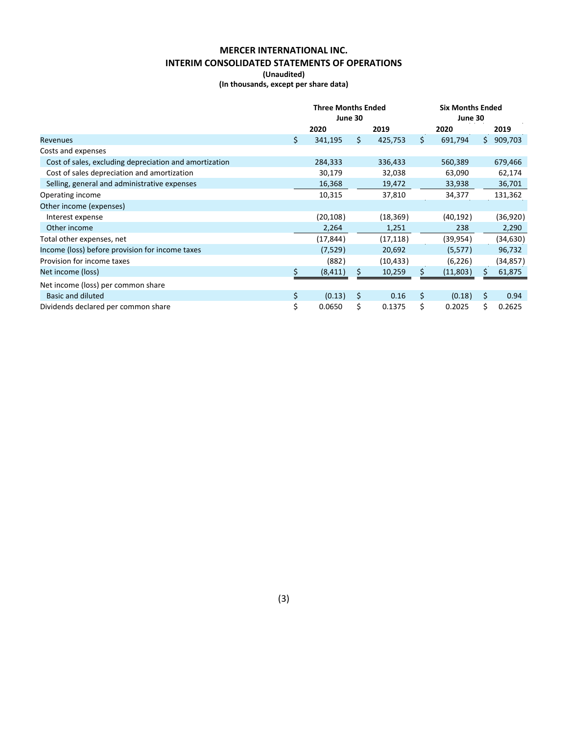# MERCER INTERNATIONAL INC.

## INTERIM CONSOLIDATED STATEMENTS OF OPERATIONS

**(Unaudited)**

**(In thousands, except per share data)**

| | Three Months Ended June 30 | | Six Months Ended June 30 | |
|---|---|---|---|---|
| | **2020** | **2019** | **2020** | **2019** |
| Revenues | $ 341,195 | $ 425,753 | $ 691,794 | $ 909,703 |
| Costs and expenses | | | | |
| Cost of sales, excluding depreciation and amortization | 284,333 | 336,433 | 560,389 | 679,466 |
| Cost of sales depreciation and amortization | 30,179 | 32,038 | 63,090 | 62,174 |
| Selling, general and administrative expenses | 16,368 | 19,472 | 33,938 | 36,701 |
| Operating income | 10,315 | 37,810 | 34,377 | 131,362 |
| Other income (expenses) | | | | |
| Interest expense | (20,108) | (18,369) | (40,192) | (36,920) |
| Other income | 2,264 | 1,251 | 238 | 2,290 |
| Total other expenses, net | (17,844) | (17,118) | (39,954) | (34,630) |
| Income (loss) before provision for income taxes | (7,529) | 20,692 | (5,577) | 96,732 |
| Provision for income taxes | (882) | (10,433) | (6,226) | (34,857) |
| Net income (loss) | $ (8,411) | $ 10,259 | $ (11,803) | $ 61,875 |
| Net income (loss) per common share | | | | |
| Basic and diluted | $ (0.13) | $ 0.16 | $ (0.18) | $ 0.94 |
| Dividends declared per common share | $ 0.0650 | $ 0.1375 | $ 0.2025 | $ 0.2625 |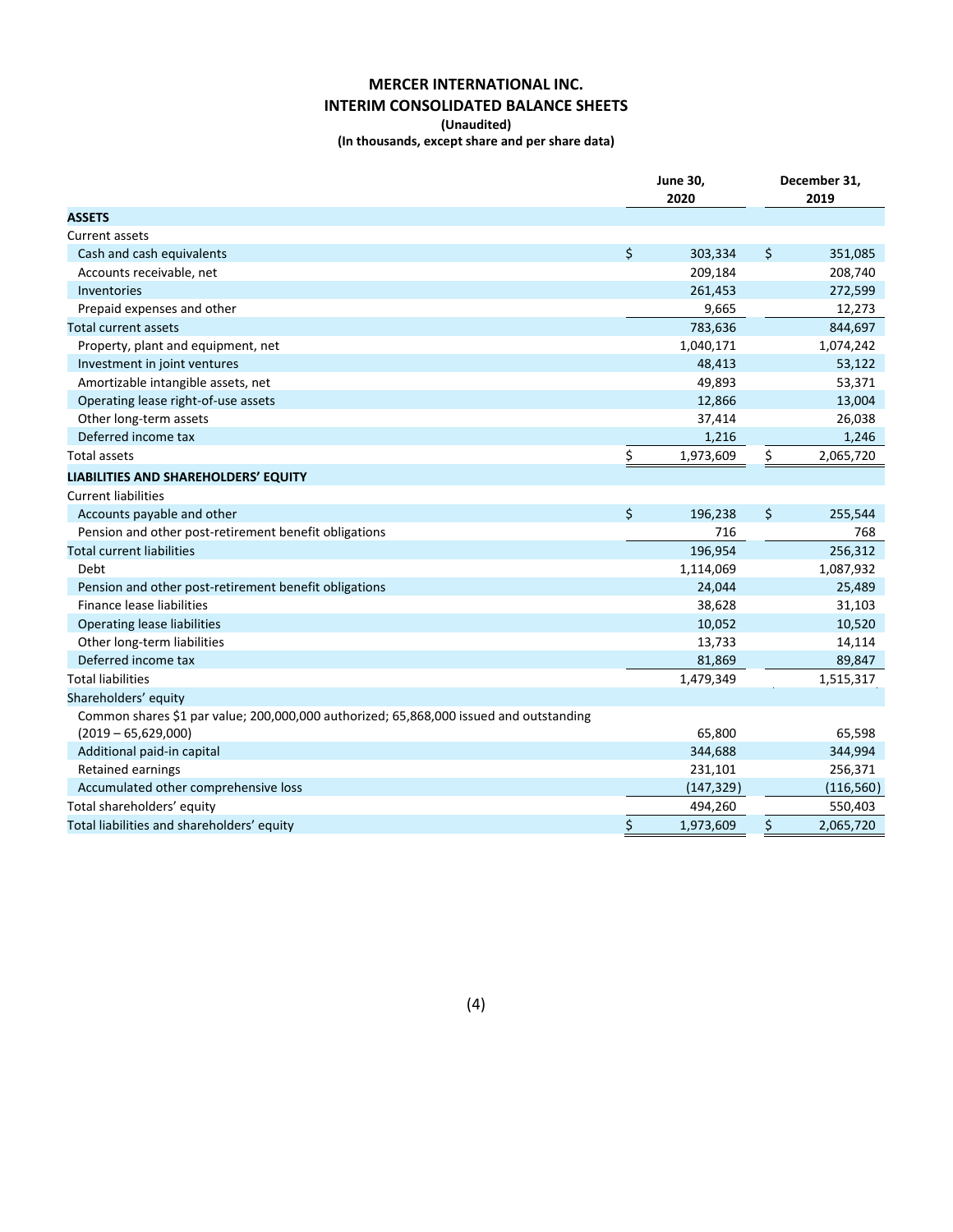# MERCER INTERNATIONAL INC.

## INTERIM CONSOLIDATED BALANCE SHEETS

**(Unaudited)**

**(In thousands, except share and per share data)**

| | June 30, 2020 | December 31, 2019 |
|---|---|---|
| **ASSETS** | | |
| Current assets | | |
| Cash and cash equivalents | $ 303,334 | $ 351,085 |
| Accounts receivable, net | 209,184 | 208,740 |
| Inventories | 261,453 | 272,599 |
| Prepaid expenses and other | 9,665 | 12,273 |
| Total current assets | 783,636 | 844,697 |
| Property, plant and equipment, net | 1,040,171 | 1,074,242 |
| Investment in joint ventures | 48,413 | 53,122 |
| Amortizable intangible assets, net | 49,893 | 53,371 |
| Operating lease right-of-use assets | 12,866 | 13,004 |
| Other long-term assets | 37,414 | 26,038 |
| Deferred income tax | 1,216 | 1,246 |
| Total assets | $ 1,973,609 | $ 2,065,720 |
| **LIABILITIES AND SHAREHOLDERS' EQUITY** | | |
| Current liabilities | | |
| Accounts payable and other | $ 196,238 | $ 255,544 |
| Pension and other post-retirement benefit obligations | 716 | 768 |
| Total current liabilities | 196,954 | 256,312 |
| Debt | 1,114,069 | 1,087,932 |
| Pension and other post-retirement benefit obligations | 24,044 | 25,489 |
| Finance lease liabilities | 38,628 | 31,103 |
| Operating lease liabilities | 10,052 | 10,520 |
| Other long-term liabilities | 13,733 | 14,114 |
| Deferred income tax | 81,869 | 89,847 |
| Total liabilities | 1,479,349 | 1,515,317 |
| Shareholders' equity | | |
| Common shares $1 par value; 200,000,000 authorized; 65,868,000 issued and outstanding (2019 – 65,629,000) | 65,800 | 65,598 |
| Additional paid-in capital | 344,688 | 344,994 |
| Retained earnings | 231,101 | 256,371 |
| Accumulated other comprehensive loss | (147,329) | (116,560) |
| Total shareholders' equity | 494,260 | 550,403 |
| Total liabilities and shareholders' equity | $ 1,973,609 | $ 2,065,720 |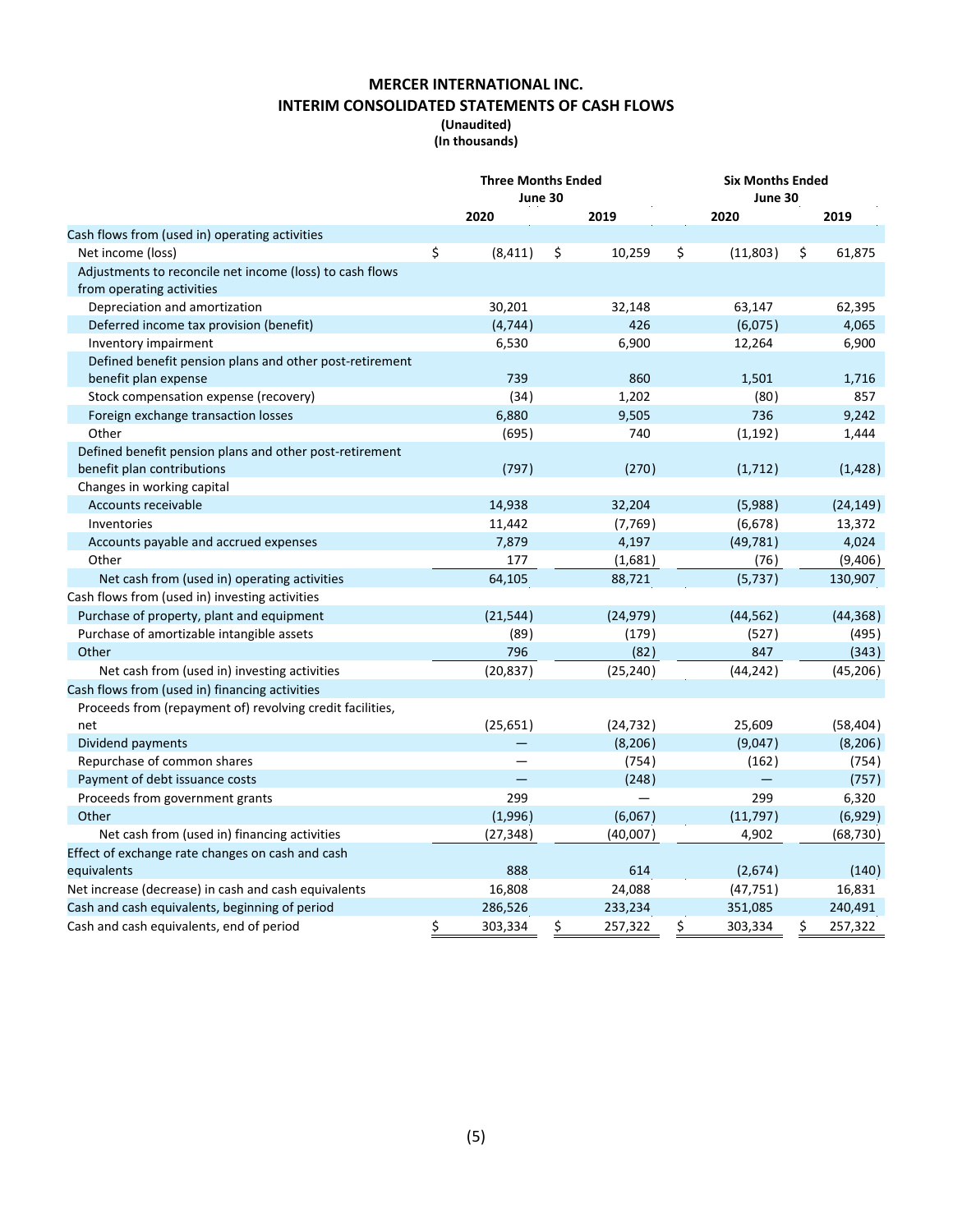# MERCER INTERNATIONAL INC.
## INTERIM CONSOLIDATED STATEMENTS OF CASH FLOWS
**(Unaudited)**
**(In thousands)**

| | Three Months Ended June 30 | | Six Months Ended June 30 | |
|---|---|---|---|---|
| | 2020 | 2019 | 2020 | 2019 |
| Cash flows from (used in) operating activities | | | | |
| Net income (loss) | $ (8,411) | $ 10,259 | $ (11,803) | $ 61,875 |
| Adjustments to reconcile net income (loss) to cash flows from operating activities | | | | |
| Depreciation and amortization | 30,201 | 32,148 | 63,147 | 62,395 |
| Deferred income tax provision (benefit) | (4,744) | 426 | (6,075) | 4,065 |
| Inventory impairment | 6,530 | 6,900 | 12,264 | 6,900 |
| Defined benefit pension plans and other post-retirement benefit plan expense | 739 | 860 | 1,501 | 1,716 |
| Stock compensation expense (recovery) | (34) | 1,202 | (80) | 857 |
| Foreign exchange transaction losses | 6,880 | 9,505 | 736 | 9,242 |
| Other | (695) | 740 | (1,192) | 1,444 |
| Defined benefit pension plans and other post-retirement benefit plan contributions | (797) | (270) | (1,712) | (1,428) |
| Changes in working capital | | | | |
| Accounts receivable | 14,938 | 32,204 | (5,988) | (24,149) |
| Inventories | 11,442 | (7,769) | (6,678) | 13,372 |
| Accounts payable and accrued expenses | 7,879 | 4,197 | (49,781) | 4,024 |
| Other | 177 | (1,681) | (76) | (9,406) |
| Net cash from (used in) operating activities | 64,105 | 88,721 | (5,737) | 130,907 |
| Cash flows from (used in) investing activities | | | | |
| Purchase of property, plant and equipment | (21,544) | (24,979) | (44,562) | (44,368) |
| Purchase of amortizable intangible assets | (89) | (179) | (527) | (495) |
| Other | 796 | (82) | 847 | (343) |
| Net cash from (used in) investing activities | (20,837) | (25,240) | (44,242) | (45,206) |
| Cash flows from (used in) financing activities | | | | |
| Proceeds from (repayment of) revolving credit facilities, net | (25,651) | (24,732) | 25,609 | (58,404) |
| Dividend payments | — | (8,206) | (9,047) | (8,206) |
| Repurchase of common shares | — | (754) | (162) | (754) |
| Payment of debt issuance costs | — | (248) | — | (757) |
| Proceeds from government grants | 299 | — | 299 | 6,320 |
| Other | (1,996) | (6,067) | (11,797) | (6,929) |
| Net cash from (used in) financing activities | (27,348) | (40,007) | 4,902 | (68,730) |
| Effect of exchange rate changes on cash and cash equivalents | 888 | 614 | (2,674) | (140) |
| Net increase (decrease) in cash and cash equivalents | 16,808 | 24,088 | (47,751) | 16,831 |
| Cash and cash equivalents, beginning of period | 286,526 | 233,234 | 351,085 | 240,491 |
| Cash and cash equivalents, end of period | $ 303,334 | $ 257,322 | $ 303,334 | $ 257,322 |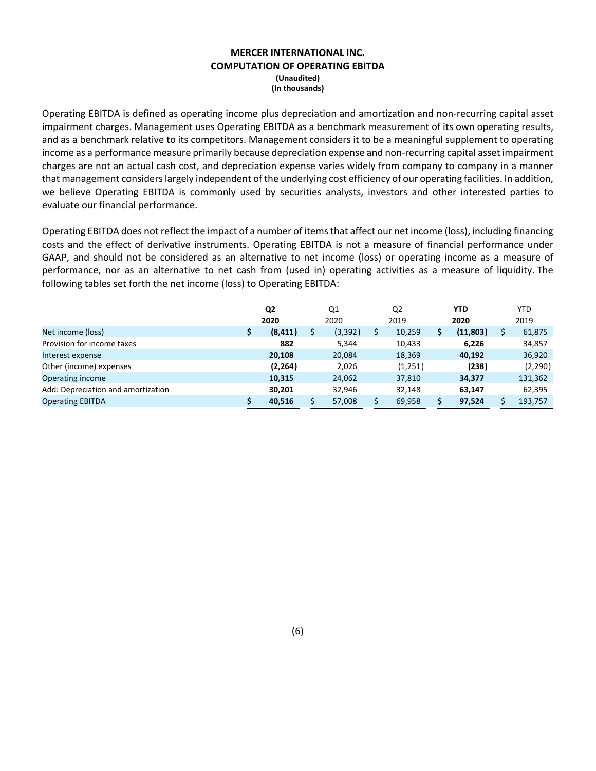**MERCER INTERNATIONAL INC.**
**COMPUTATION OF OPERATING EBITDA**
**(Unaudited)**
**(In thousands)**

Operating EBITDA is defined as operating income plus depreciation and amortization and non-recurring capital asset impairment charges. Management uses Operating EBITDA as a benchmark measurement of its own operating results, and as a benchmark relative to its competitors. Management considers it to be a meaningful supplement to operating income as a performance measure primarily because depreciation expense and non-recurring capital asset impairment charges are not an actual cash cost, and depreciation expense varies widely from company to company in a manner that management considers largely independent of the underlying cost efficiency of our operating facilities. In addition, we believe Operating EBITDA is commonly used by securities analysts, investors and other interested parties to evaluate our financial performance.

Operating EBITDA does not reflect the impact of a number of items that affect our net income (loss), including financing costs and the effect of derivative instruments. Operating EBITDA is not a measure of financial performance under GAAP, and should not be considered as an alternative to net income (loss) or operating income as a measure of performance, nor as an alternative to net cash from (used in) operating activities as a measure of liquidity. The following tables set forth the net income (loss) to Operating EBITDA:

| | **Q2 2020** | Q1 2020 | Q2 2019 | **YTD 2020** | YTD 2019 |
|---|---|---|---|---|---|
| Net income (loss) | **$ (8,411)** | $ (3,392) | $ 10,259 | **$ (11,803)** | $ 61,875 |
| Provision for income taxes | **882** | 5,344 | 10,433 | **6,226** | 34,857 |
| Interest expense | **20,108** | 20,084 | 18,369 | **40,192** | 36,920 |
| Other (income) expenses | **(2,264)** | 2,026 | (1,251) | **(238)** | (2,290) |
| Operating income | **10,315** | 24,062 | 37,810 | **34,377** | 131,362 |
| Add: Depreciation and amortization | **30,201** | 32,946 | 32,148 | **63,147** | 62,395 |
| Operating EBITDA | **$ 40,516** | $ 57,008 | $ 69,958 | **$ 97,524** | $ 193,757 |